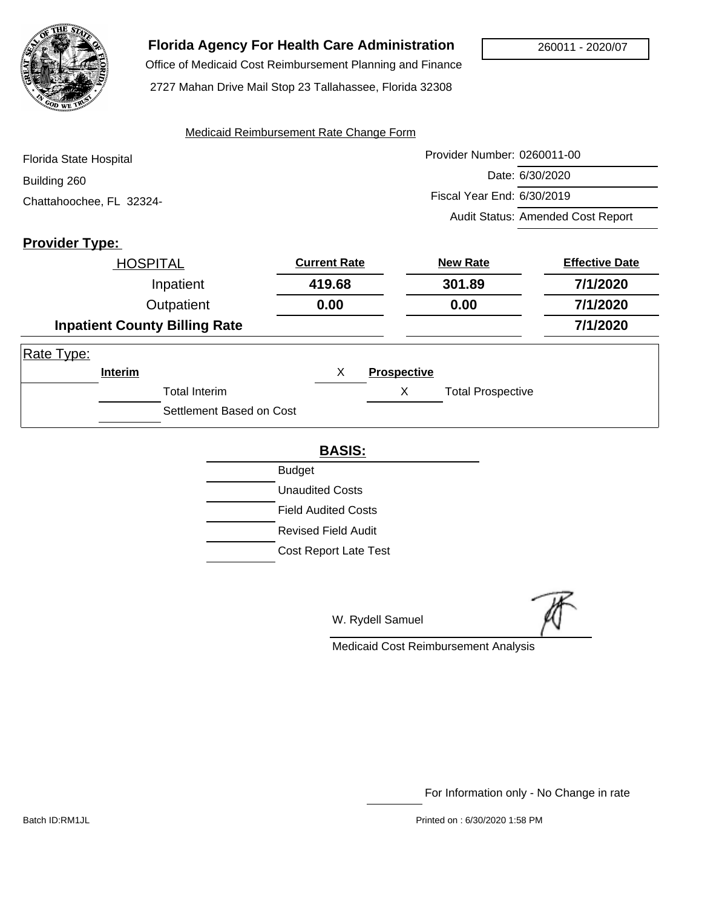260011 - 2020/07

# Florida Agency For Health Care Administration

Office of Medicaid Cost Reimbursement Planning and Finance

2727 Mahan Drive Mail Stop 23 Tallahassee, Florida 32308

Medicaid Reimbursement Rate Change Form

Florida State Hospital
Building 260
Chattahoochee, FL 32324-

Provider Number: 0260011-00
Date: 6/30/2020
Fiscal Year End: 6/30/2019
Audit Status: Amended Cost Report

**Provider Type:**

| HOSPITAL | Current Rate | New Rate | Effective Date |
|---|---|---|---|
| Inpatient | **419.68** | **301.89** | **7/1/2020** |
| Outpatient | **0.00** | **0.00** | **7/1/2020** |
| **Inpatient County Billing Rate** | | | **7/1/2020** |

Rate Type:

| | Interim | X | Prospective |
|---|---|---|---|
| | Total Interim | X | Total Prospective |
| | Settlement Based on Cost | | |

**BASIS:**

- Budget
- Unaudited Costs
- Field Audited Costs
- Revised Field Audit
- Cost Report Late Test

W. Rydell Samuel

Medicaid Cost Reimbursement Analysis

For Information only - No Change in rate

Batch ID:RM1JL

Printed on : 6/30/2020 1:58 PM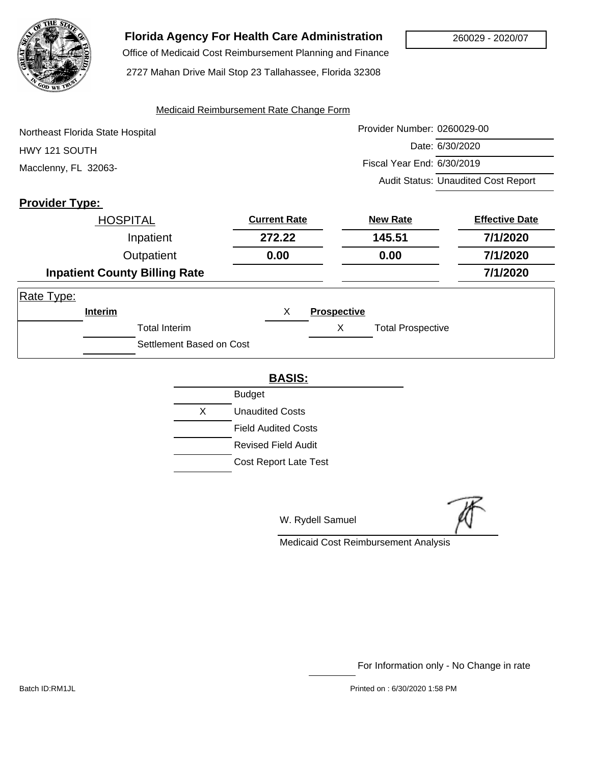# Florida Agency For Health Care Administration

Office of Medicaid Cost Reimbursement Planning and Finance

2727 Mahan Drive Mail Stop 23 Tallahassee, Florida 32308

260029 - 2020/07

Medicaid Reimbursement Rate Change Form

Northeast Florida State Hospital
HWY 121 SOUTH
Macclenny, FL 32063-

Provider Number: 0260029-00
Date: 6/30/2020
Fiscal Year End: 6/30/2019
Audit Status: Unaudited Cost Report

**Provider Type:**

| HOSPITAL | Current Rate | New Rate | Effective Date |
|---|---|---|---|
| Inpatient | **272.22** | **145.51** | **7/1/2020** |
| Outpatient | **0.00** | **0.00** | **7/1/2020** |
| **Inpatient County Billing Rate** | | | **7/1/2020** |

Rate Type:

| | Interim | X | Prospective |
|---|---|---|---|
| | Total Interim | X | Total Prospective |
| | Settlement Based on Cost | | |

**BASIS:**

| | |
|---|---|
| | Budget |
| X | Unaudited Costs |
| | Field Audited Costs |
| | Revised Field Audit |
| | Cost Report Late Test |

W. Rydell Samuel

Medicaid Cost Reimbursement Analysis

For Information only - No Change in rate

Batch ID:RM1JL

Printed on : 6/30/2020 1:58 PM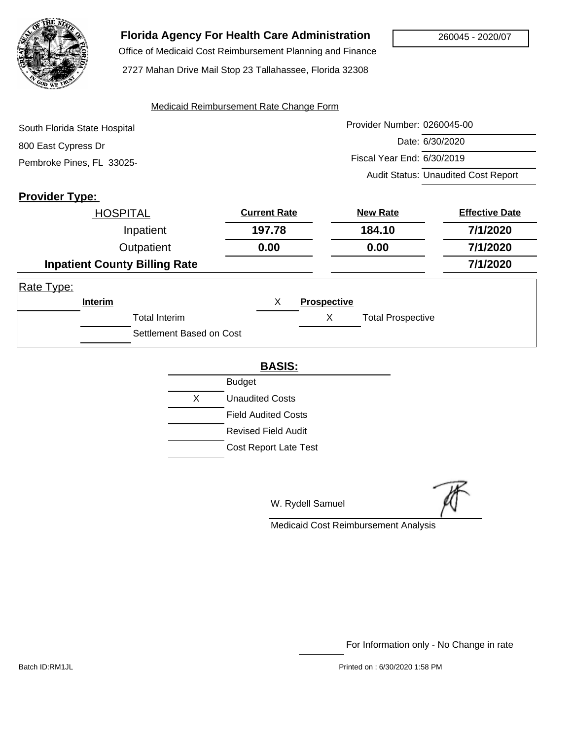# Florida Agency For Health Care Administration

Office of Medicaid Cost Reimbursement Planning and Finance

2727 Mahan Drive Mail Stop 23 Tallahassee, Florida 32308

260045 - 2020/07

Medicaid Reimbursement Rate Change Form

South Florida State Hospital
800 East Cypress Dr
Pembroke Pines, FL 33025-

Provider Number: 0260045-00
Date: 6/30/2020
Fiscal Year End: 6/30/2019
Audit Status: Unaudited Cost Report

**Provider Type:**

| HOSPITAL | Current Rate | New Rate | Effective Date |
|---|---|---|---|
| Inpatient | **197.78** | **184.10** | **7/1/2020** |
| Outpatient | **0.00** | **0.00** | **7/1/2020** |
| **Inpatient County Billing Rate** | | | **7/1/2020** |

Rate Type:

| | Interim | X | Prospective |
|---|---|---|---|
| | Total Interim | X | Total Prospective |
| | Settlement Based on Cost | | |

**BASIS:**

| | |
|---|---|
| | Budget |
| X | Unaudited Costs |
| | Field Audited Costs |
| | Revised Field Audit |
| | Cost Report Late Test |

W. Rydell Samuel

Medicaid Cost Reimbursement Analysis

For Information only - No Change in rate

Batch ID:RM1JL

Printed on : 6/30/2020 1:58 PM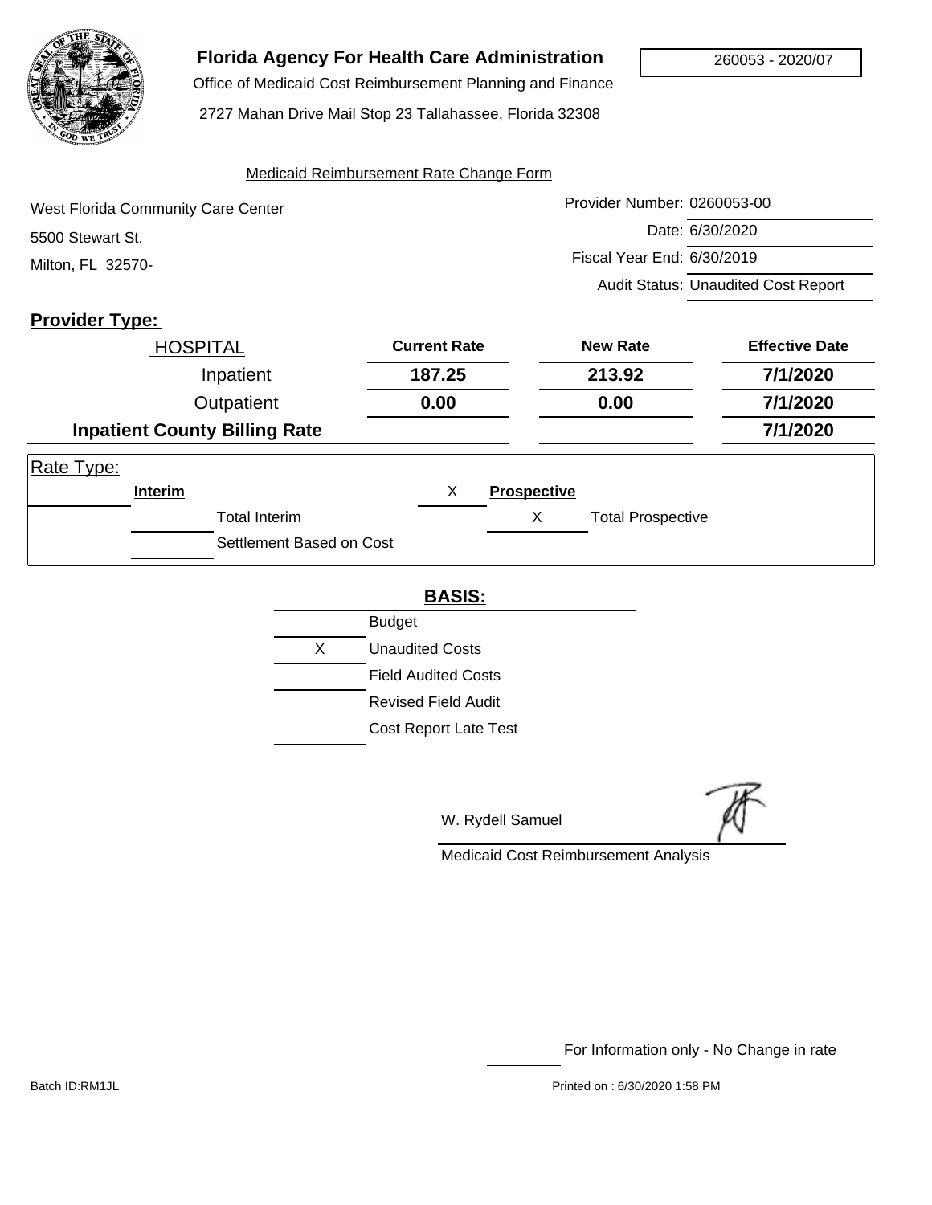**Florida Agency For Health Care Administration**

Office of Medicaid Cost Reimbursement Planning and Finance

2727 Mahan Drive Mail Stop 23 Tallahassee, Florida 32308

260053 - 2020/07

Medicaid Reimbursement Rate Change Form

West Florida Community Care Center
5500 Stewart St.
Milton, FL 32570-

Provider Number: 0260053-00
Date: 6/30/2020
Fiscal Year End: 6/30/2019
Audit Status: Unaudited Cost Report

## Provider Type:

| HOSPITAL | Current Rate | New Rate | Effective Date |
|---|---|---|---|
| Inpatient | **187.25** | **213.92** | **7/1/2020** |
| Outpatient | **0.00** | **0.00** | **7/1/2020** |
| **Inpatient County Billing Rate** | | | **7/1/2020** |

Rate Type:

| | | | |
|---|---|---|---|
| | **Interim** | X | **Prospective** |
| | Total Interim | X | Total Prospective |
| | Settlement Based on Cost | | |

**BASIS:**

| | |
|---|---|
| | Budget |
| X | Unaudited Costs |
| | Field Audited Costs |
| | Revised Field Audit |
| | Cost Report Late Test |

W. Rydell Samuel

Medicaid Cost Reimbursement Analysis

For Information only - No Change in rate

Batch ID:RM1JL

Printed on : 6/30/2020 1:58 PM